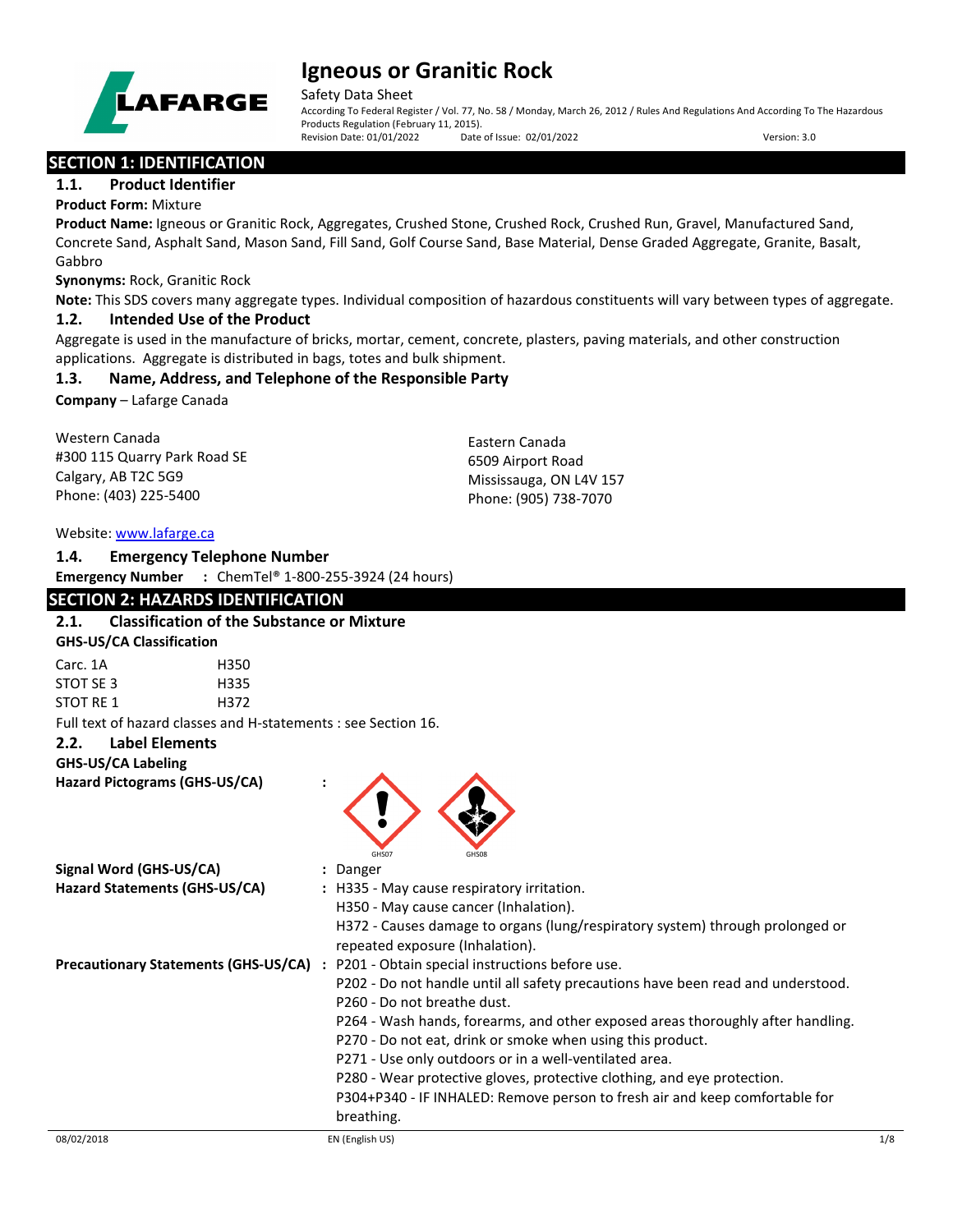# Igneous or Granitic Rock

Safety Data Sheet

According To Federal Register / Vol. 77, No. 58 / Monday, March 26, 2012 / Rules And Regulations And According To The Hazardous Products Regulation (February 11, 2015).

Revision Date: 01/01/2022 Date of Issue: 02/01/2022 Version: 3.0

## SECTION 1: IDENTIFICATION

### 1.1. Product Identifier

**Product Form:** Mixture

**Product Name:** Igneous or Granitic Rock, Aggregates, Crushed Stone, Crushed Rock, Crushed Run, Gravel, Manufactured Sand, Concrete Sand, Asphalt Sand, Mason Sand, Fill Sand, Golf Course Sand, Base Material, Dense Graded Aggregate, Granite, Basalt, Gabbro

**Synonyms:** Rock, Granitic Rock

**Note:** This SDS covers many aggregate types. Individual composition of hazardous constituents will vary between types of aggregate.

### 1.2. Intended Use of the Product

Aggregate is used in the manufacture of bricks, mortar, cement, concrete, plasters, paving materials, and other construction applications. Aggregate is distributed in bags, totes and bulk shipment.

### 1.3. Name, Address, and Telephone of the Responsible Party

**Company** – Lafarge Canada

Western Canada
#300 115 Quarry Park Road SE
Calgary, AB T2C 5G9
Phone: (403) 225-5400

Eastern Canada
6509 Airport Road
Mississauga, ON L4V 157
Phone: (905) 738-7070

Website: www.lafarge.ca

### 1.4. Emergency Telephone Number

**Emergency Number** : ChemTel® 1-800-255-3924 (24 hours)

## SECTION 2: HAZARDS IDENTIFICATION

### 2.1. Classification of the Substance or Mixture

**GHS-US/CA Classification**

| | |
|---|---|
| Carc. 1A | H350 |
| STOT SE 3 | H335 |
| STOT RE 1 | H372 |

Full text of hazard classes and H-statements : see Section 16.

### 2.2. Label Elements

**GHS-US/CA Labeling**

**Hazard Pictograms (GHS-US/CA)** :

GHS07 GHS08

**Signal Word (GHS-US/CA)** : Danger

**Hazard Statements (GHS-US/CA)** : H335 - May cause respiratory irritation.
H350 - May cause cancer (Inhalation).
H372 - Causes damage to organs (lung/respiratory system) through prolonged or repeated exposure (Inhalation).

**Precautionary Statements (GHS-US/CA)** : P201 - Obtain special instructions before use.
P202 - Do not handle until all safety precautions have been read and understood.
P260 - Do not breathe dust.
P264 - Wash hands, forearms, and other exposed areas thoroughly after handling.
P270 - Do not eat, drink or smoke when using this product.
P271 - Use only outdoors or in a well-ventilated area.
P280 - Wear protective gloves, protective clothing, and eye protection.
P304+P340 - IF INHALED: Remove person to fresh air and keep comfortable for breathing.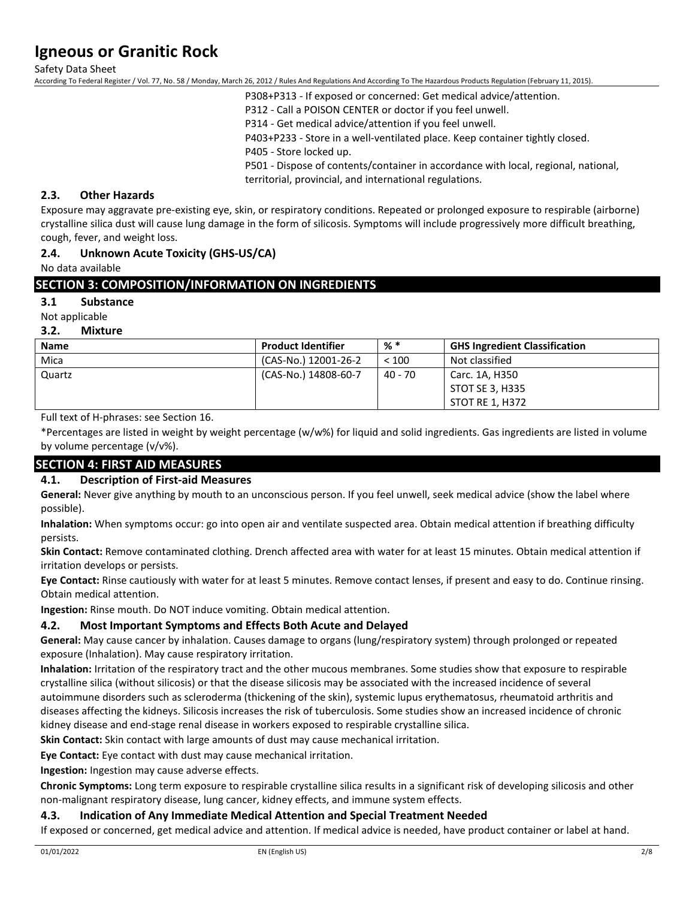P308+P313 - If exposed or concerned: Get medical advice/attention.
P312 - Call a POISON CENTER or doctor if you feel unwell.
P314 - Get medical advice/attention if you feel unwell.
P403+P233 - Store in a well-ventilated place. Keep container tightly closed.
P405 - Store locked up.
P501 - Dispose of contents/container in accordance with local, regional, national, territorial, provincial, and international regulations.

### 2.3. Other Hazards

Exposure may aggravate pre-existing eye, skin, or respiratory conditions. Repeated or prolonged exposure to respirable (airborne) crystalline silica dust will cause lung damage in the form of silicosis. Symptoms will include progressively more difficult breathing, cough, fever, and weight loss.

### 2.4. Unknown Acute Toxicity (GHS-US/CA)

No data available

## SECTION 3: COMPOSITION/INFORMATION ON INGREDIENTS

### 3.1 Substance

Not applicable

### 3.2. Mixture

| Name | Product Identifier | % * | GHS Ingredient Classification |
|---|---|---|---|
| Mica | (CAS-No.) 12001-26-2 | < 100 | Not classified |
| Quartz | (CAS-No.) 14808-60-7 | 40 - 70 | Carc. 1A, H350<br>STOT SE 3, H335<br>STOT RE 1, H372 |

Full text of H-phrases: see Section 16.

*Percentages are listed in weight by weight percentage (w/w%) for liquid and solid ingredients. Gas ingredients are listed in volume by volume percentage (v/v%).

## SECTION 4: FIRST AID MEASURES

### 4.1. Description of First-aid Measures

**General:** Never give anything by mouth to an unconscious person. If you feel unwell, seek medical advice (show the label where possible).

**Inhalation:** When symptoms occur: go into open air and ventilate suspected area. Obtain medical attention if breathing difficulty persists.

**Skin Contact:** Remove contaminated clothing. Drench affected area with water for at least 15 minutes. Obtain medical attention if irritation develops or persists.

**Eye Contact:** Rinse cautiously with water for at least 5 minutes. Remove contact lenses, if present and easy to do. Continue rinsing. Obtain medical attention.

**Ingestion:** Rinse mouth. Do NOT induce vomiting. Obtain medical attention.

### 4.2. Most Important Symptoms and Effects Both Acute and Delayed

**General:** May cause cancer by inhalation. Causes damage to organs (lung/respiratory system) through prolonged or repeated exposure (Inhalation). May cause respiratory irritation.

**Inhalation:** Irritation of the respiratory tract and the other mucous membranes. Some studies show that exposure to respirable crystalline silica (without silicosis) or that the disease silicosis may be associated with the increased incidence of several autoimmune disorders such as scleroderma (thickening of the skin), systemic lupus erythematosus, rheumatoid arthritis and diseases affecting the kidneys. Silicosis increases the risk of tuberculosis. Some studies show an increased incidence of chronic kidney disease and end-stage renal disease in workers exposed to respirable crystalline silica.

**Skin Contact:** Skin contact with large amounts of dust may cause mechanical irritation.

**Eye Contact:** Eye contact with dust may cause mechanical irritation.

**Ingestion:** Ingestion may cause adverse effects.

**Chronic Symptoms:** Long term exposure to respirable crystalline silica results in a significant risk of developing silicosis and other non-malignant respiratory disease, lung cancer, kidney effects, and immune system effects.

### 4.3. Indication of Any Immediate Medical Attention and Special Treatment Needed

If exposed or concerned, get medical advice and attention. If medical advice is needed, have product container or label at hand.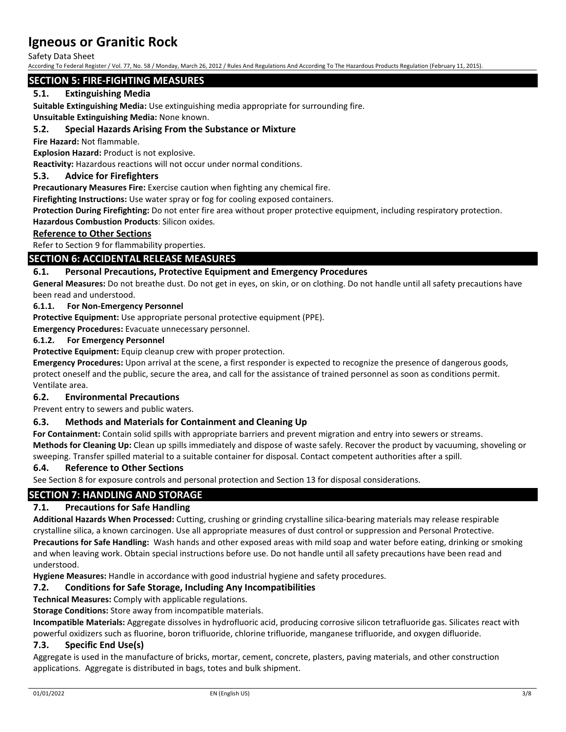## SECTION 5: FIRE-FIGHTING MEASURES

### 5.1. Extinguishing Media

**Suitable Extinguishing Media:** Use extinguishing media appropriate for surrounding fire.

**Unsuitable Extinguishing Media:** None known.

### 5.2. Special Hazards Arising From the Substance or Mixture

**Fire Hazard:** Not flammable.

**Explosion Hazard:** Product is not explosive.

**Reactivity:** Hazardous reactions will not occur under normal conditions.

### 5.3. Advice for Firefighters

**Precautionary Measures Fire:** Exercise caution when fighting any chemical fire.

**Firefighting Instructions:** Use water spray or fog for cooling exposed containers.

**Protection During Firefighting:** Do not enter fire area without proper protective equipment, including respiratory protection.

**Hazardous Combustion Products**: Silicon oxides.

**Reference to Other Sections**

Refer to Section 9 for flammability properties.

## SECTION 6: ACCIDENTAL RELEASE MEASURES

### 6.1. Personal Precautions, Protective Equipment and Emergency Procedures

**General Measures:** Do not breathe dust. Do not get in eyes, on skin, or on clothing. Do not handle until all safety precautions have been read and understood.

#### 6.1.1. For Non-Emergency Personnel

**Protective Equipment:** Use appropriate personal protective equipment (PPE).

**Emergency Procedures:** Evacuate unnecessary personnel.

#### 6.1.2. For Emergency Personnel

**Protective Equipment:** Equip cleanup crew with proper protection.

**Emergency Procedures:** Upon arrival at the scene, a first responder is expected to recognize the presence of dangerous goods, protect oneself and the public, secure the area, and call for the assistance of trained personnel as soon as conditions permit. Ventilate area.

### 6.2. Environmental Precautions

Prevent entry to sewers and public waters.

### 6.3. Methods and Materials for Containment and Cleaning Up

**For Containment:** Contain solid spills with appropriate barriers and prevent migration and entry into sewers or streams.

**Methods for Cleaning Up:** Clean up spills immediately and dispose of waste safely. Recover the product by vacuuming, shoveling or sweeping. Transfer spilled material to a suitable container for disposal. Contact competent authorities after a spill.

### 6.4. Reference to Other Sections

See Section 8 for exposure controls and personal protection and Section 13 for disposal considerations.

## SECTION 7: HANDLING AND STORAGE

### 7.1. Precautions for Safe Handling

**Additional Hazards When Processed:** Cutting, crushing or grinding crystalline silica-bearing materials may release respirable crystalline silica, a known carcinogen. Use all appropriate measures of dust control or suppression and Personal Protective.

**Precautions for Safe Handling:** Wash hands and other exposed areas with mild soap and water before eating, drinking or smoking and when leaving work. Obtain special instructions before use. Do not handle until all safety precautions have been read and understood.

**Hygiene Measures:** Handle in accordance with good industrial hygiene and safety procedures.

### 7.2. Conditions for Safe Storage, Including Any Incompatibilities

**Technical Measures:** Comply with applicable regulations.

**Storage Conditions:** Store away from incompatible materials.

**Incompatible Materials:** Aggregate dissolves in hydrofluoric acid, producing corrosive silicon tetrafluoride gas. Silicates react with powerful oxidizers such as fluorine, boron trifluoride, chlorine trifluoride, manganese trifluoride, and oxygen difluoride.

### 7.3. Specific End Use(s)

Aggregate is used in the manufacture of bricks, mortar, cement, concrete, plasters, paving materials, and other construction applications. Aggregate is distributed in bags, totes and bulk shipment.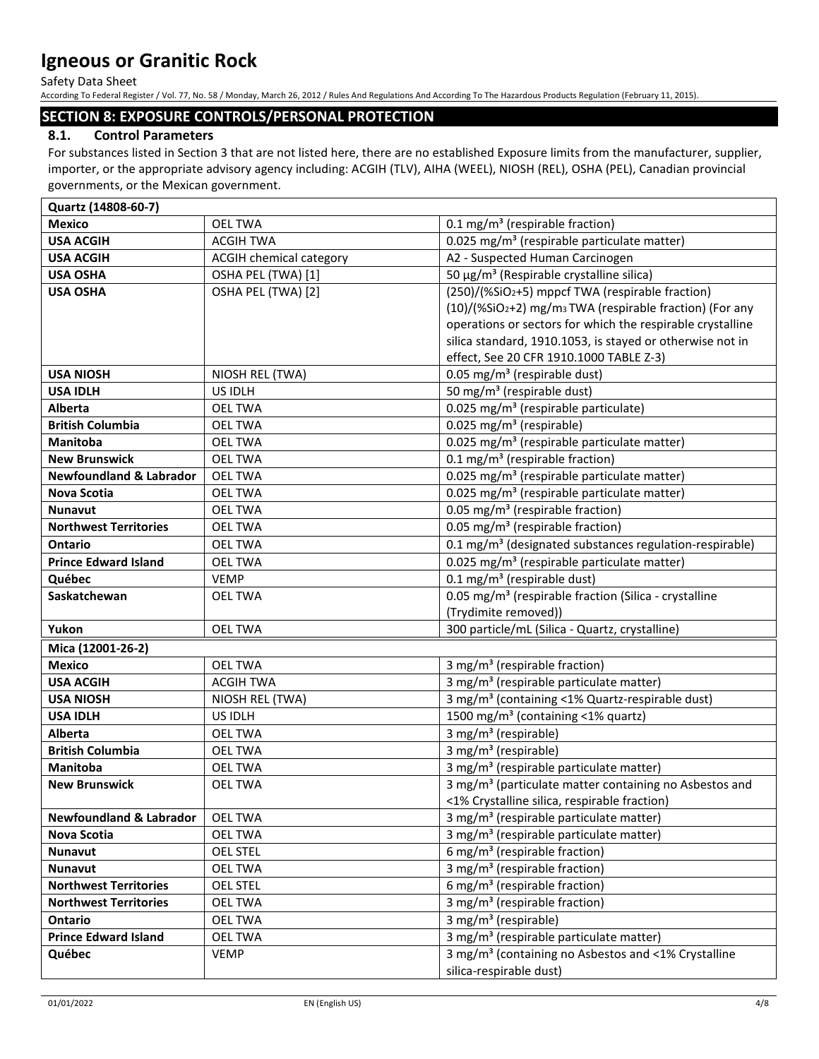## SECTION 8: EXPOSURE CONTROLS/PERSONAL PROTECTION

### 8.1. Control Parameters

For substances listed in Section 3 that are not listed here, there are no established Exposure limits from the manufacturer, supplier, importer, or the appropriate advisory agency including: ACGIH (TLV), AIHA (WEEL), NIOSH (REL), OSHA (PEL), Canadian provincial governments, or the Mexican government.

| Quartz (14808-60-7) | | |
|---|---|---|
| **Mexico** | OEL TWA | 0.1 mg/m³ (respirable fraction) |
| **USA ACGIH** | ACGIH TWA | 0.025 mg/m³ (respirable particulate matter) |
| **USA ACGIH** | ACGIH chemical category | A2 - Suspected Human Carcinogen |
| **USA OSHA** | OSHA PEL (TWA) [1] | 50 µg/m³ (Respirable crystalline silica) |
| **USA OSHA** | OSHA PEL (TWA) [2] | (250)/(%$SiO_2$+5) mppcf TWA (respirable fraction) (10)/(%$SiO_2$+2) mg/$m_3$ TWA (respirable fraction) (For any operations or sectors for which the respirable crystalline silica standard, 1910.1053, is stayed or otherwise not in effect, See 20 CFR 1910.1000 TABLE Z-3) |
| **USA NIOSH** | NIOSH REL (TWA) | 0.05 mg/m³ (respirable dust) |
| **USA IDLH** | US IDLH | 50 mg/m³ (respirable dust) |
| **Alberta** | OEL TWA | 0.025 mg/m³ (respirable particulate) |
| **British Columbia** | OEL TWA | 0.025 mg/m³ (respirable) |
| **Manitoba** | OEL TWA | 0.025 mg/m³ (respirable particulate matter) |
| **New Brunswick** | OEL TWA | 0.1 mg/m³ (respirable fraction) |
| **Newfoundland & Labrador** | OEL TWA | 0.025 mg/m³ (respirable particulate matter) |
| **Nova Scotia** | OEL TWA | 0.025 mg/m³ (respirable particulate matter) |
| **Nunavut** | OEL TWA | 0.05 mg/m³ (respirable fraction) |
| **Northwest Territories** | OEL TWA | 0.05 mg/m³ (respirable fraction) |
| **Ontario** | OEL TWA | 0.1 mg/m³ (designated substances regulation-respirable) |
| **Prince Edward Island** | OEL TWA | 0.025 mg/m³ (respirable particulate matter) |
| **Québec** | VEMP | 0.1 mg/m³ (respirable dust) |
| **Saskatchewan** | OEL TWA | 0.05 mg/m³ (respirable fraction (Silica - crystalline (Trydimite removed)) |
| **Yukon** | OEL TWA | 300 particle/mL (Silica - Quartz, crystalline) |

| Mica (12001-26-2) | | |
|---|---|---|
| **Mexico** | OEL TWA | 3 mg/m³ (respirable fraction) |
| **USA ACGIH** | ACGIH TWA | 3 mg/m³ (respirable particulate matter) |
| **USA NIOSH** | NIOSH REL (TWA) | 3 mg/m³ (containing <1% Quartz-respirable dust) |
| **USA IDLH** | US IDLH | 1500 mg/m³ (containing <1% quartz) |
| **Alberta** | OEL TWA | 3 mg/m³ (respirable) |
| **British Columbia** | OEL TWA | 3 mg/m³ (respirable) |
| **Manitoba** | OEL TWA | 3 mg/m³ (respirable particulate matter) |
| **New Brunswick** | OEL TWA | 3 mg/m³ (particulate matter containing no Asbestos and <1% Crystalline silica, respirable fraction) |
| **Newfoundland & Labrador** | OEL TWA | 3 mg/m³ (respirable particulate matter) |
| **Nova Scotia** | OEL TWA | 3 mg/m³ (respirable particulate matter) |
| **Nunavut** | OEL STEL | 6 mg/m³ (respirable fraction) |
| **Nunavut** | OEL TWA | 3 mg/m³ (respirable fraction) |
| **Northwest Territories** | OEL STEL | 6 mg/m³ (respirable fraction) |
| **Northwest Territories** | OEL TWA | 3 mg/m³ (respirable fraction) |
| **Ontario** | OEL TWA | 3 mg/m³ (respirable) |
| **Prince Edward Island** | OEL TWA | 3 mg/m³ (respirable particulate matter) |
| **Québec** | VEMP | 3 mg/m³ (containing no Asbestos and <1% Crystalline silica-respirable dust) |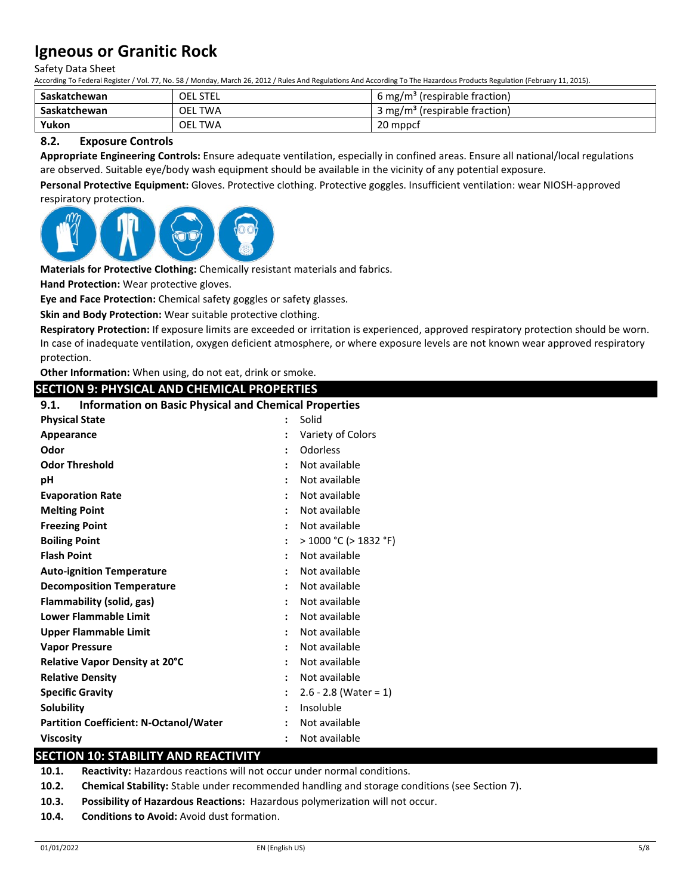| Saskatchewan | OEL STEL | 6 mg/m³ (respirable fraction) |
|---|---|---|
| Saskatchewan | OEL TWA | 3 mg/m³ (respirable fraction) |
| Yukon | OEL TWA | 20 mppcf |

### 8.2. Exposure Controls

**Appropriate Engineering Controls:** Ensure adequate ventilation, especially in confined areas. Ensure all national/local regulations are observed. Suitable eye/body wash equipment should be available in the vicinity of any potential exposure.

**Personal Protective Equipment:** Gloves. Protective clothing. Protective goggles. Insufficient ventilation: wear NIOSH-approved respiratory protection.

**Materials for Protective Clothing:** Chemically resistant materials and fabrics.

**Hand Protection:** Wear protective gloves.

**Eye and Face Protection:** Chemical safety goggles or safety glasses.

**Skin and Body Protection:** Wear suitable protective clothing.

**Respiratory Protection:** If exposure limits are exceeded or irritation is experienced, approved respiratory protection should be worn. In case of inadequate ventilation, oxygen deficient atmosphere, or where exposure levels are not known wear approved respiratory protection.

**Other Information:** When using, do not eat, drink or smoke.

## SECTION 9: PHYSICAL AND CHEMICAL PROPERTIES

### 9.1. Information on Basic Physical and Chemical Properties

| Property | | Value |
|---|---|---|
| **Physical State** | : | Solid |
| **Appearance** | : | Variety of Colors |
| **Odor** | : | Odorless |
| **Odor Threshold** | : | Not available |
| **pH** | : | Not available |
| **Evaporation Rate** | : | Not available |
| **Melting Point** | : | Not available |
| **Freezing Point** | : | Not available |
| **Boiling Point** | : | > 1000 °C (> 1832 °F) |
| **Flash Point** | : | Not available |
| **Auto-ignition Temperature** | : | Not available |
| **Decomposition Temperature** | : | Not available |
| **Flammability (solid, gas)** | : | Not available |
| **Lower Flammable Limit** | : | Not available |
| **Upper Flammable Limit** | : | Not available |
| **Vapor Pressure** | : | Not available |
| **Relative Vapor Density at 20°C** | : | Not available |
| **Relative Density** | : | Not available |
| **Specific Gravity** | : | 2.6 - 2.8 (Water = 1) |
| **Solubility** | : | Insoluble |
| **Partition Coefficient: N-Octanol/Water** | : | Not available |
| **Viscosity** | : | Not available |

## SECTION 10: STABILITY AND REACTIVITY

**10.1. Reactivity:** Hazardous reactions will not occur under normal conditions.

**10.2. Chemical Stability:** Stable under recommended handling and storage conditions (see Section 7).

**10.3. Possibility of Hazardous Reactions:** Hazardous polymerization will not occur.

**10.4. Conditions to Avoid:** Avoid dust formation.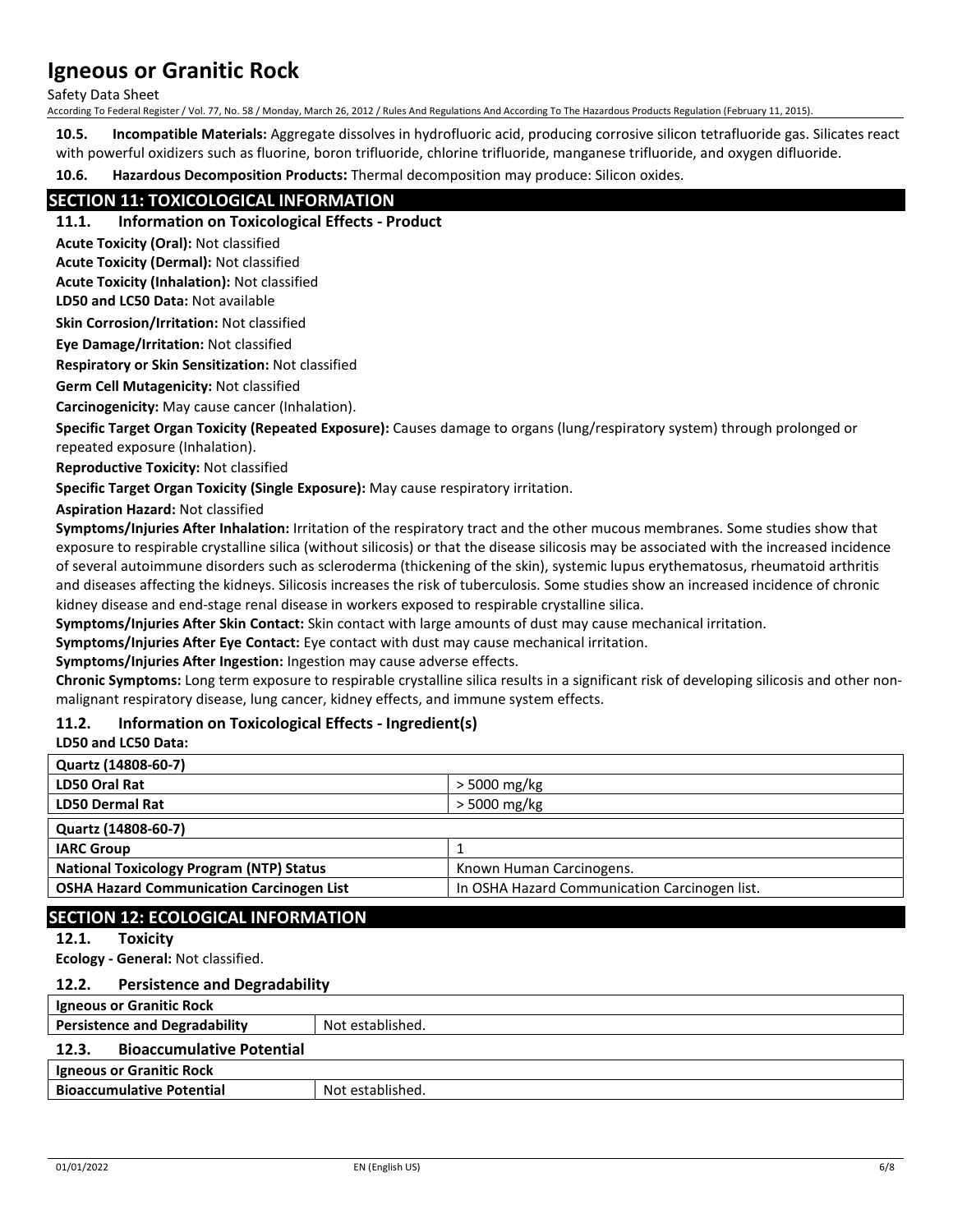**10.5. Incompatible Materials:** Aggregate dissolves in hydrofluoric acid, producing corrosive silicon tetrafluoride gas. Silicates react with powerful oxidizers such as fluorine, boron trifluoride, chlorine trifluoride, manganese trifluoride, and oxygen difluoride.

**10.6. Hazardous Decomposition Products:** Thermal decomposition may produce: Silicon oxides.

## SECTION 11: TOXICOLOGICAL INFORMATION

### 11.1. Information on Toxicological Effects - Product

**Acute Toxicity (Oral):** Not classified

**Acute Toxicity (Dermal):** Not classified

**Acute Toxicity (Inhalation):** Not classified

**LD50 and LC50 Data:** Not available

**Skin Corrosion/Irritation:** Not classified

**Eye Damage/Irritation:** Not classified

**Respiratory or Skin Sensitization:** Not classified

**Germ Cell Mutagenicity:** Not classified

**Carcinogenicity:** May cause cancer (Inhalation).

**Specific Target Organ Toxicity (Repeated Exposure):** Causes damage to organs (lung/respiratory system) through prolonged or repeated exposure (Inhalation).

**Reproductive Toxicity:** Not classified

**Specific Target Organ Toxicity (Single Exposure):** May cause respiratory irritation.

**Aspiration Hazard:** Not classified

**Symptoms/Injuries After Inhalation:** Irritation of the respiratory tract and the other mucous membranes. Some studies show that exposure to respirable crystalline silica (without silicosis) or that the disease silicosis may be associated with the increased incidence of several autoimmune disorders such as scleroderma (thickening of the skin), systemic lupus erythematosus, rheumatoid arthritis and diseases affecting the kidneys. Silicosis increases the risk of tuberculosis. Some studies show an increased incidence of chronic kidney disease and end-stage renal disease in workers exposed to respirable crystalline silica.

**Symptoms/Injuries After Skin Contact:** Skin contact with large amounts of dust may cause mechanical irritation.

**Symptoms/Injuries After Eye Contact:** Eye contact with dust may cause mechanical irritation.

**Symptoms/Injuries After Ingestion:** Ingestion may cause adverse effects.

**Chronic Symptoms:** Long term exposure to respirable crystalline silica results in a significant risk of developing silicosis and other non-malignant respiratory disease, lung cancer, kidney effects, and immune system effects.

### 11.2. Information on Toxicological Effects - Ingredient(s)

**LD50 and LC50 Data:**

| Quartz (14808-60-7) | |
|---|---|
| **LD50 Oral Rat** | > 5000 mg/kg |
| **LD50 Dermal Rat** | > 5000 mg/kg |

| Quartz (14808-60-7) | |
|---|---|
| **IARC Group** | 1 |
| **National Toxicology Program (NTP) Status** | Known Human Carcinogens. |
| **OSHA Hazard Communication Carcinogen List** | In OSHA Hazard Communication Carcinogen list. |

## SECTION 12: ECOLOGICAL INFORMATION

### 12.1. Toxicity

**Ecology - General:** Not classified.

### 12.2. Persistence and Degradability

| Igneous or Granitic Rock | |
|---|---|
| **Persistence and Degradability** | Not established. |

### 12.3. Bioaccumulative Potential

| Igneous or Granitic Rock | |
|---|---|
| **Bioaccumulative Potential** | Not established. |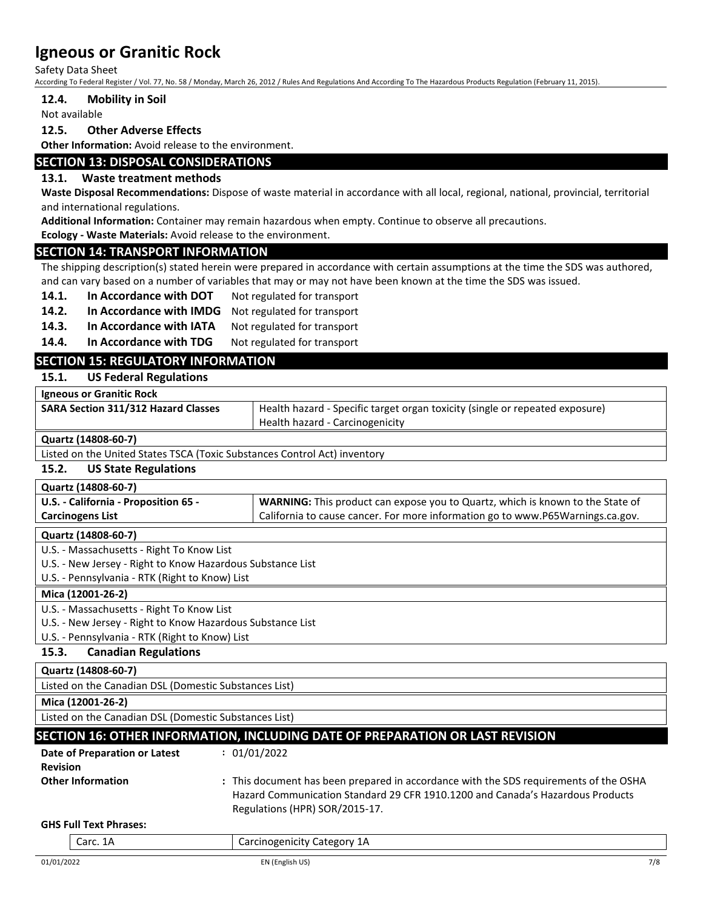### 12.4. Mobility in Soil

Not available

### 12.5. Other Adverse Effects

**Other Information:** Avoid release to the environment.

## SECTION 13: DISPOSAL CONSIDERATIONS

### 13.1. Waste treatment methods

**Waste Disposal Recommendations:** Dispose of waste material in accordance with all local, regional, national, provincial, territorial and international regulations.

**Additional Information:** Container may remain hazardous when empty. Continue to observe all precautions.

**Ecology - Waste Materials:** Avoid release to the environment.

## SECTION 14: TRANSPORT INFORMATION

The shipping description(s) stated herein were prepared in accordance with certain assumptions at the time the SDS was authored, and can vary based on a number of variables that may or may not have been known at the time the SDS was issued.

**14.1. In Accordance with DOT** Not regulated for transport

**14.2. In Accordance with IMDG** Not regulated for transport

**14.3. In Accordance with IATA** Not regulated for transport

**14.4. In Accordance with TDG** Not regulated for transport

## SECTION 15: REGULATORY INFORMATION

### 15.1. US Federal Regulations

| **Igneous or Granitic Rock** | |
|---|---|
| **SARA Section 311/312 Hazard Classes** | Health hazard - Specific target organ toxicity (single or repeated exposure)<br>Health hazard - Carcinogenicity |

| **Quartz (14808-60-7)** |
|---|
| Listed on the United States TSCA (Toxic Substances Control Act) inventory |

### 15.2. US State Regulations

| **Quartz (14808-60-7)** | |
|---|---|
| **U.S. - California - Proposition 65 - Carcinogens List** | **WARNING:** This product can expose you to Quartz, which is known to the State of California to cause cancer. For more information go to www.P65Warnings.ca.gov. |

| **Quartz (14808-60-7)** |
|---|
| U.S. - Massachusetts - Right To Know List |
| U.S. - New Jersey - Right to Know Hazardous Substance List |
| U.S. - Pennsylvania - RTK (Right to Know) List |

| **Mica (12001-26-2)** |
|---|
| U.S. - Massachusetts - Right To Know List |
| U.S. - New Jersey - Right to Know Hazardous Substance List |
| U.S. - Pennsylvania - RTK (Right to Know) List |

### 15.3. Canadian Regulations

| **Quartz (14808-60-7)** |
|---|
| Listed on the Canadian DSL (Domestic Substances List) |

| **Mica (12001-26-2)** |
|---|
| Listed on the Canadian DSL (Domestic Substances List) |

## SECTION 16: OTHER INFORMATION, INCLUDING DATE OF PREPARATION OR LAST REVISION

**Date of Preparation or Latest Revision** : 01/01/2022

**Other Information** : This document has been prepared in accordance with the SDS requirements of the OSHA Hazard Communication Standard 29 CFR 1910.1200 and Canada's Hazardous Products Regulations (HPR) SOR/2015-17.

**GHS Full Text Phrases:**

| Carc. 1A | Carcinogenicity Category 1A |
|---|---|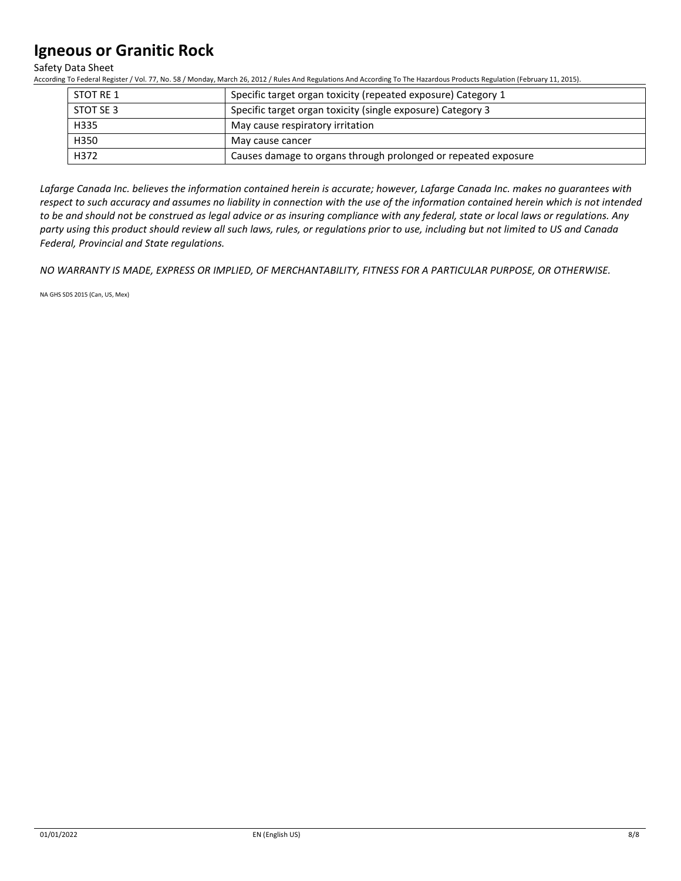| | |
|---|---|
| STOT RE 1 | Specific target organ toxicity (repeated exposure) Category 1 |
| STOT SE 3 | Specific target organ toxicity (single exposure) Category 3 |
| H335 | May cause respiratory irritation |
| H350 | May cause cancer |
| H372 | Causes damage to organs through prolonged or repeated exposure |

*Lafarge Canada Inc. believes the information contained herein is accurate; however, Lafarge Canada Inc. makes no guarantees with respect to such accuracy and assumes no liability in connection with the use of the information contained herein which is not intended to be and should not be construed as legal advice or as insuring compliance with any federal, state or local laws or regulations. Any party using this product should review all such laws, rules, or regulations prior to use, including but not limited to US and Canada Federal, Provincial and State regulations.*

*NO WARRANTY IS MADE, EXPRESS OR IMPLIED, OF MERCHANTABILITY, FITNESS FOR A PARTICULAR PURPOSE, OR OTHERWISE.*

NA GHS SDS 2015 (Can, US, Mex)